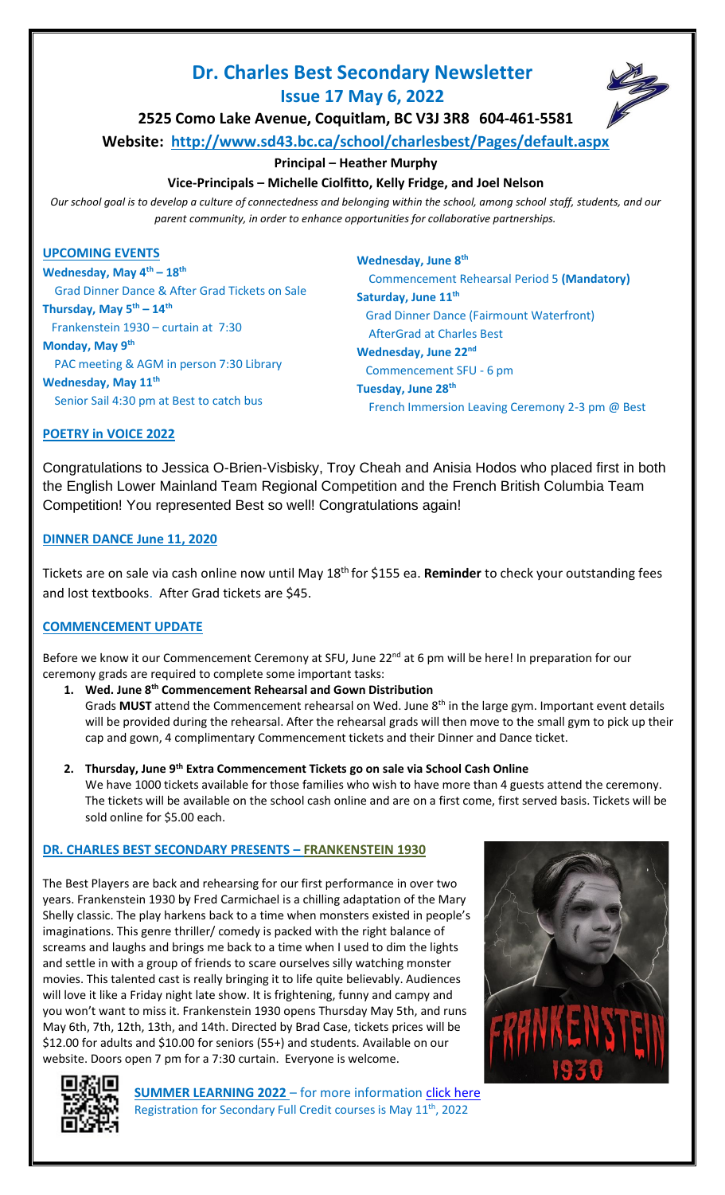# Dr. Charles Best Secondary Newsletter

## Issue 17 May 6, 2022

**2525 Como Lake Avenue, Coquitlam, BC V3J 3R8 604-461-5581**

**Website: http://www.sd43.bc.ca/school/charlesbest/Pages/default.aspx**

**Principal – Heather Murphy**

**Vice-Principals – Michelle Ciolfitto, Kelly Fridge, and Joel Nelson**

*Our school goal is to develop a culture of connectedness and belonging within the school, among school staff, students, and our parent community, in order to enhance opportunities for collaborative partnerships.*

### UPCOMING EVENTS

**Wednesday, May 4th – 18th**
Grad Dinner Dance & After Grad Tickets on Sale

**Thursday, May 5th – 14th**
Frankenstein 1930 – curtain at 7:30

**Monday, May 9th**
PAC meeting & AGM in person 7:30 Library

**Wednesday, May 11th**
Senior Sail 4:30 pm at Best to catch bus

**Wednesday, June 8th**
Commencement Rehearsal Period 5 **(Mandatory)**

**Saturday, June 11th**
Grad Dinner Dance (Fairmount Waterfront)
AfterGrad at Charles Best

**Wednesday, June 22nd**
Commencement SFU - 6 pm

**Tuesday, June 28th**
French Immersion Leaving Ceremony 2-3 pm @ Best

### POETRY in VOICE 2022

Congratulations to Jessica O-Brien-Visbisky, Troy Cheah and Anisia Hodos who placed first in both the English Lower Mainland Team Regional Competition and the French British Columbia Team Competition! You represented Best so well! Congratulations again!

### DINNER DANCE June 11, 2020

Tickets are on sale via cash online now until May 18th for $155 ea. **Reminder** to check your outstanding fees and lost textbooks. After Grad tickets are $45.

### COMMENCEMENT UPDATE

Before we know it our Commencement Ceremony at SFU, June 22nd at 6 pm will be here! In preparation for our ceremony grads are required to complete some important tasks:

1. **Wed. June 8th Commencement Rehearsal and Gown Distribution**
   Grads **MUST** attend the Commencement rehearsal on Wed. June 8th in the large gym. Important event details will be provided during the rehearsal. After the rehearsal grads will then move to the small gym to pick up their cap and gown, 4 complimentary Commencement tickets and their Dinner and Dance ticket.

2. **Thursday, June 9th Extra Commencement Tickets go on sale via School Cash Online**
   We have 1000 tickets available for those families who wish to have more than 4 guests attend the ceremony. The tickets will be available on the school cash online and are on a first come, first served basis. Tickets will be sold online for $5.00 each.

### DR. CHARLES BEST SECONDARY PRESENTS – FRANKENSTEIN 1930

The Best Players are back and rehearsing for our first performance in over two years. Frankenstein 1930 by Fred Carmichael is a chilling adaptation of the Mary Shelly classic. The play harkens back to a time when monsters existed in people's imaginations. This genre thriller/ comedy is packed with the right balance of screams and laughs and brings me back to a time when I used to dim the lights and settle in with a group of friends to scare ourselves silly watching monster movies. This talented cast is really bringing it to life quite believably. Audiences will love it like a Friday night late show. It is frightening, funny and campy and you won't want to miss it. Frankenstein 1930 opens Thursday May 5th, and runs May 6th, 7th, 12th, 13th, and 14th. Directed by Brad Case, tickets prices will be $12.00 for adults and $10.00 for seniors (55+) and students. Available on our website. Doors open 7 pm for a 7:30 curtain. Everyone is welcome.

**SUMMER LEARNING 2022** – for more information click here
Registration for Secondary Full Credit courses is May 11th, 2022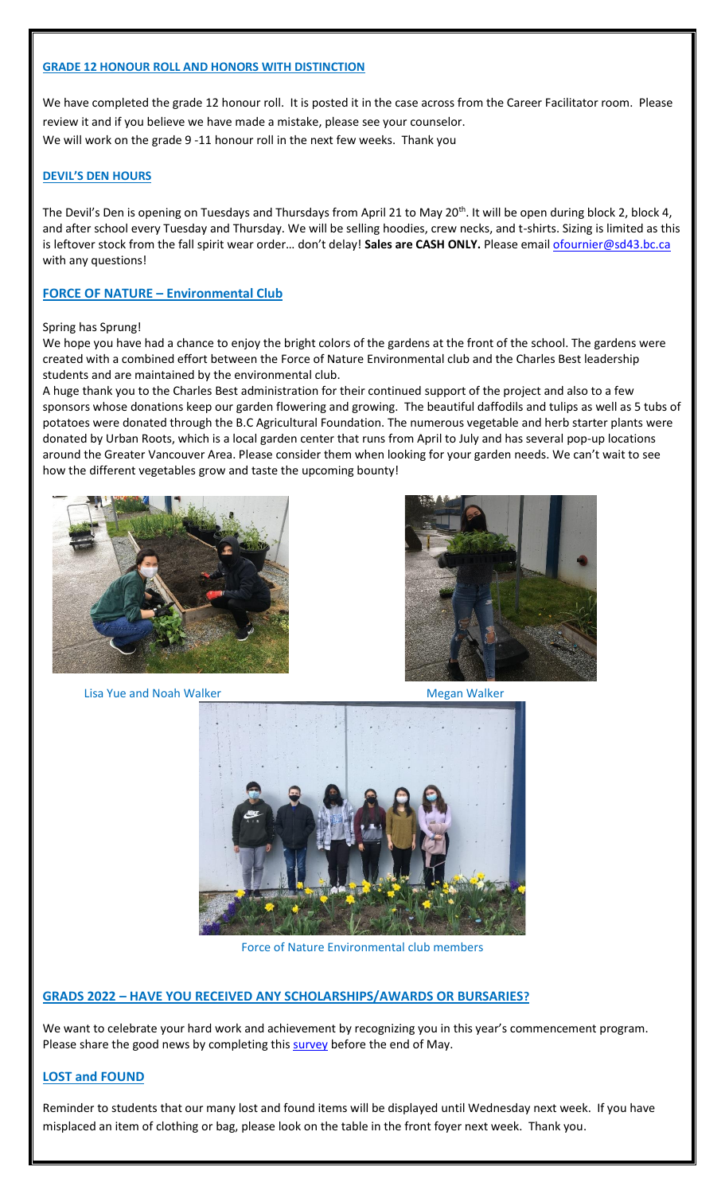## GRADE 12 HONOUR ROLL AND HONORS WITH DISTINCTION

We have completed the grade 12 honour roll. It is posted it in the case across from the Career Facilitator room. Please review it and if you believe we have made a mistake, please see your counselor.
We will work on the grade 9 -11 honour roll in the next few weeks. Thank you

## DEVIL'S DEN HOURS

The Devil's Den is opening on Tuesdays and Thursdays from April 21 to May 20th. It will be open during block 2, block 4, and after school every Tuesday and Thursday. We will be selling hoodies, crew necks, and t-shirts. Sizing is limited as this is leftover stock from the fall spirit wear order… don't delay! **Sales are CASH ONLY.** Please email ofournier@sd43.bc.ca with any questions!

## FORCE OF NATURE – Environmental Club

Spring has Sprung!

We hope you have had a chance to enjoy the bright colors of the gardens at the front of the school. The gardens were created with a combined effort between the Force of Nature Environmental club and the Charles Best leadership students and are maintained by the environmental club.

A huge thank you to the Charles Best administration for their continued support of the project and also to a few sponsors whose donations keep our garden flowering and growing. The beautiful daffodils and tulips as well as 5 tubs of potatoes were donated through the B.C Agricultural Foundation. The numerous vegetable and herb starter plants were donated by Urban Roots, which is a local garden center that runs from April to July and has several pop-up locations around the Greater Vancouver Area. Please consider them when looking for your garden needs. We can't wait to see how the different vegetables grow and taste the upcoming bounty!

Lisa Yue and Noah Walker

Megan Walker

Force of Nature Environmental club members

## GRADS 2022 – HAVE YOU RECEIVED ANY SCHOLARSHIPS/AWARDS OR BURSARIES?

We want to celebrate your hard work and achievement by recognizing you in this year's commencement program. Please share the good news by completing this survey before the end of May.

## LOST and FOUND

Reminder to students that our many lost and found items will be displayed until Wednesday next week. If you have misplaced an item of clothing or bag, please look on the table in the front foyer next week. Thank you.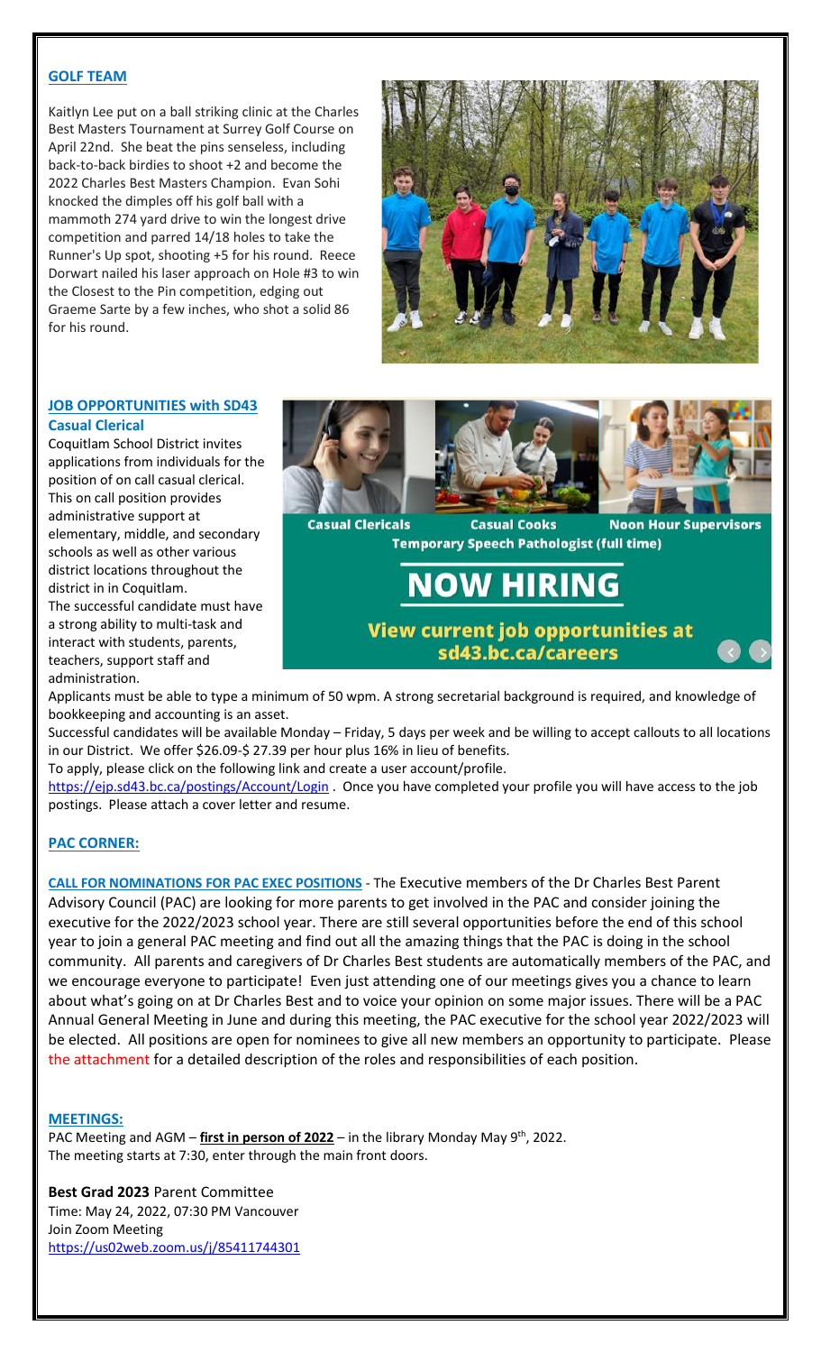## GOLF TEAM

Kaitlyn Lee put on a ball striking clinic at the Charles Best Masters Tournament at Surrey Golf Course on April 22nd. She beat the pins senseless, including back-to-back birdies to shoot +2 and become the 2022 Charles Best Masters Champion. Evan Sohi knocked the dimples off his golf ball with a mammoth 274 yard drive to win the longest drive competition and parred 14/18 holes to take the Runner's Up spot, shooting +5 for his round. Reece Dorwart nailed his laser approach on Hole #3 to win the Closest to the Pin competition, edging out Graeme Sarte by a few inches, who shot a solid 86 for his round.

## JOB OPPORTUNITIES with SD43

**Casual Clerical**

Coquitlam School District invites applications from individuals for the position of on call casual clerical. This on call position provides administrative support at elementary, middle, and secondary schools as well as other various district locations throughout the district in in Coquitlam.

The successful candidate must have a strong ability to multi-task and interact with students, parents, teachers, support staff and administration.

Casual Clericals Casual Cooks Noon Hour Supervisors
Temporary Speech Pathologist (full time)

**NOW HIRING**

**View current job opportunities at sd43.bc.ca/careers**

Applicants must be able to type a minimum of 50 wpm. A strong secretarial background is required, and knowledge of bookkeeping and accounting is an asset.

Successful candidates will be available Monday – Friday, 5 days per week and be willing to accept callouts to all locations in our District. We offer $26.09-$ 27.39 per hour plus 16% in lieu of benefits.

To apply, please click on the following link and create a user account/profile.

https://ejp.sd43.bc.ca/postings/Account/Login . Once you have completed your profile you will have access to the job postings. Please attach a cover letter and resume.

## PAC CORNER:

**CALL FOR NOMINATIONS FOR PAC EXEC POSITIONS** - The Executive members of the Dr Charles Best Parent Advisory Council (PAC) are looking for more parents to get involved in the PAC and consider joining the executive for the 2022/2023 school year. There are still several opportunities before the end of this school year to join a general PAC meeting and find out all the amazing things that the PAC is doing in the school community. All parents and caregivers of Dr Charles Best students are automatically members of the PAC, and we encourage everyone to participate! Even just attending one of our meetings gives you a chance to learn about what's going on at Dr Charles Best and to voice your opinion on some major issues. There will be a PAC Annual General Meeting in June and during this meeting, the PAC executive for the school year 2022/2023 will be elected. All positions are open for nominees to give all new members an opportunity to participate. Please the attachment for a detailed description of the roles and responsibilities of each position.

## MEETINGS:

PAC Meeting and AGM – **first in person of 2022** – in the library Monday May 9th, 2022.
The meeting starts at 7:30, enter through the main front doors.

**Best Grad 2023** Parent Committee
Time: May 24, 2022, 07:30 PM Vancouver
Join Zoom Meeting
https://us02web.zoom.us/j/85411744301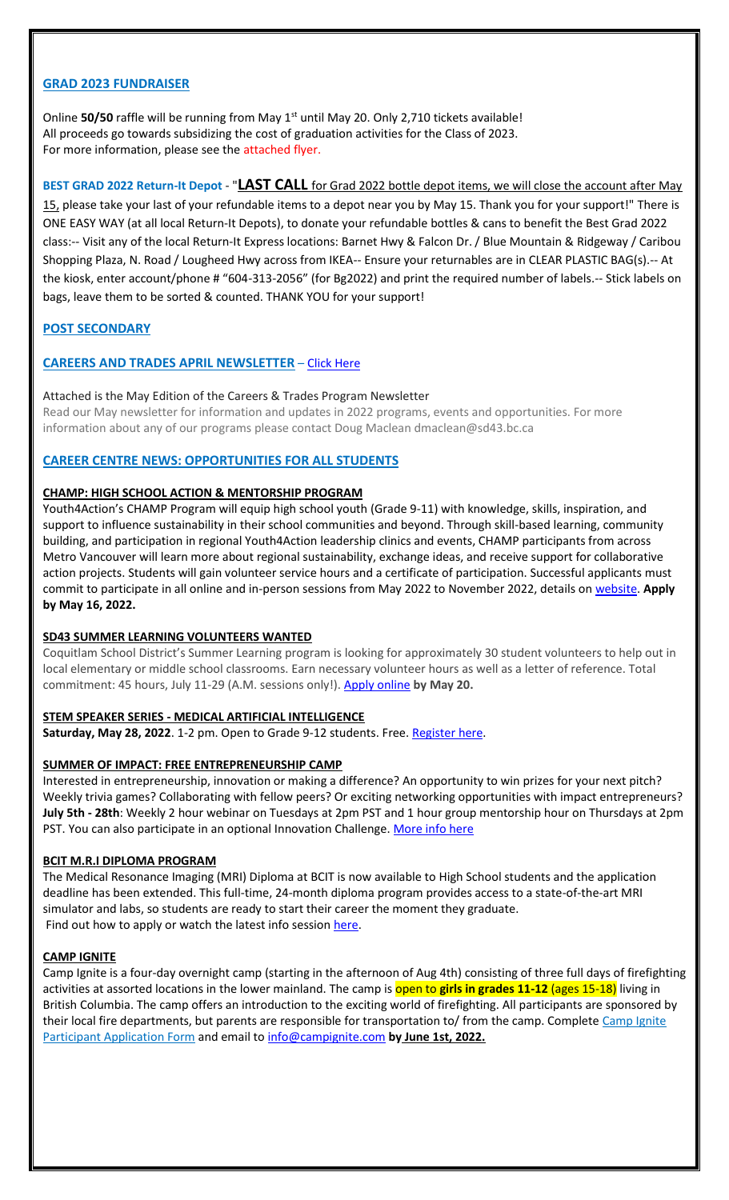## GRAD 2023 FUNDRAISER

Online **50/50** raffle will be running from May 1st until May 20. Only 2,710 tickets available!
All proceeds go towards subsidizing the cost of graduation activities for the Class of 2023.
For more information, please see the attached flyer.

**BEST GRAD 2022 Return-It Depot** - "**LAST CALL** for Grad 2022 bottle depot items, we will close the account after May 15, please take your last of your refundable items to a depot near you by May 15. Thank you for your support!" There is ONE EASY WAY (at all local Return-It Depots), to donate your refundable bottles & cans to benefit the Best Grad 2022 class:-- Visit any of the local Return-It Express locations: Barnet Hwy & Falcon Dr. / Blue Mountain & Ridgeway / Caribou Shopping Plaza, N. Road / Lougheed Hwy across from IKEA-- Ensure your returnables are in CLEAR PLASTIC BAG(s).-- At the kiosk, enter account/phone # "604-313-2056" (for Bg2022) and print the required number of labels.-- Stick labels on bags, leave them to be sorted & counted. THANK YOU for your support!

## POST SECONDARY

## CAREERS AND TRADES APRIL NEWSLETTER – Click Here

Attached is the May Edition of the Careers & Trades Program Newsletter
Read our May newsletter for information and updates in 2022 programs, events and opportunities. For more information about any of our programs please contact Doug Maclean dmaclean@sd43.bc.ca

## CAREER CENTRE NEWS: OPPORTUNITIES FOR ALL STUDENTS

### CHAMP: HIGH SCHOOL ACTION & MENTORSHIP PROGRAM

Youth4Action's CHAMP Program will equip high school youth (Grade 9-11) with knowledge, skills, inspiration, and support to influence sustainability in their school communities and beyond. Through skill-based learning, community building, and participation in regional Youth4Action leadership clinics and events, CHAMP participants from across Metro Vancouver will learn more about regional sustainability, exchange ideas, and receive support for collaborative action projects. Students will gain volunteer service hours and a certificate of participation. Successful applicants must commit to participate in all online and in-person sessions from May 2022 to November 2022, details on website. **Apply by May 16, 2022.**

### SD43 SUMMER LEARNING VOLUNTEERS WANTED

Coquitlam School District's Summer Learning program is looking for approximately 30 student volunteers to help out in local elementary or middle school classrooms. Earn necessary volunteer hours as well as a letter of reference. Total commitment: 45 hours, July 11-29 (A.M. sessions only!). Apply online **by May 20.**

### STEM SPEAKER SERIES - MEDICAL ARTIFICIAL INTELLIGENCE

**Saturday, May 28, 2022**. 1-2 pm. Open to Grade 9-12 students. Free. Register here.

### SUMMER OF IMPACT: FREE ENTREPRENEURSHIP CAMP

Interested in entrepreneurship, innovation or making a difference? An opportunity to win prizes for your next pitch? Weekly trivia games? Collaborating with fellow peers? Or exciting networking opportunities with impact entrepreneurs? **July 5th - 28th**: Weekly 2 hour webinar on Tuesdays at 2pm PST and 1 hour group mentorship hour on Thursdays at 2pm PST. You can also participate in an optional Innovation Challenge. More info here

### BCIT M.R.I DIPLOMA PROGRAM

The Medical Resonance Imaging (MRI) Diploma at BCIT is now available to High School students and the application deadline has been extended. This full-time, 24-month diploma program provides access to a state-of-the-art MRI simulator and labs, so students are ready to start their career the moment they graduate.
Find out how to apply or watch the latest info session here.

### CAMP IGNITE

Camp Ignite is a four-day overnight camp (starting in the afternoon of Aug 4th) consisting of three full days of firefighting activities at assorted locations in the lower mainland. The camp is open to **girls in grades 11-12** (ages 15-18) living in British Columbia. The camp offers an introduction to the exciting world of firefighting. All participants are sponsored by their local fire departments, but parents are responsible for transportation to/ from the camp. Complete Camp Ignite Participant Application Form and email to info@campignite.com **by June 1st, 2022.**